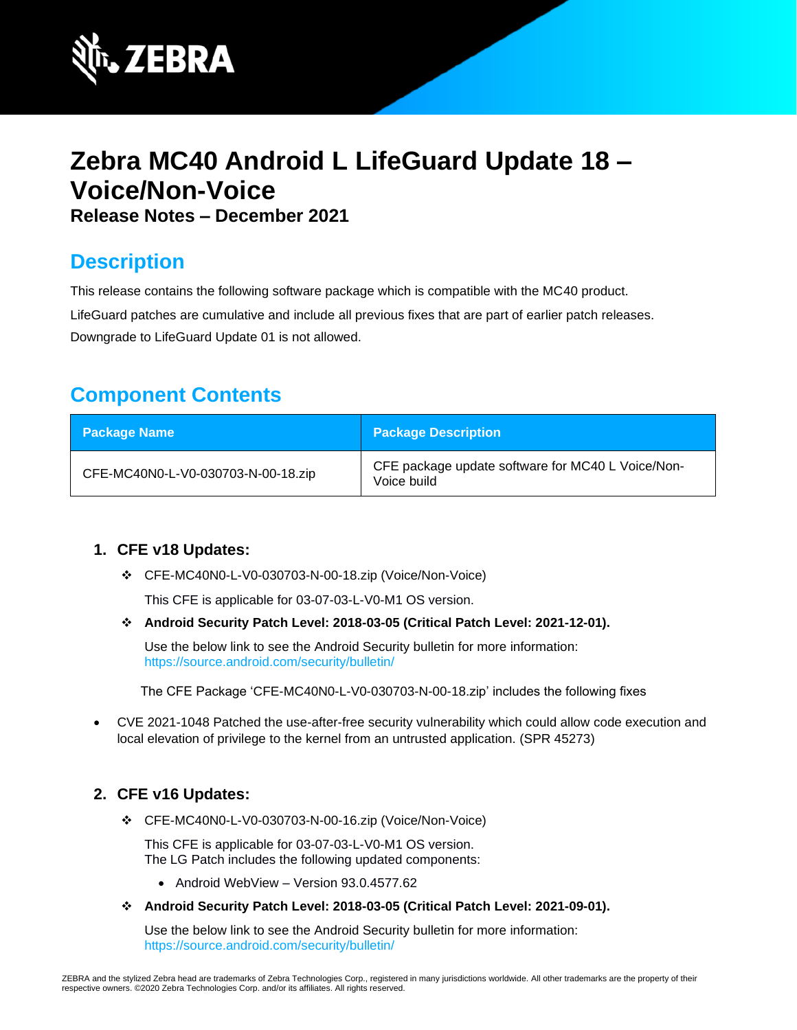# Zebra MC40 Android L LifeGuard Update 18 – Voice/Non-Voice

**Release Notes – December 2021**

## Description

This release contains the following software package which is compatible with the MC40 product.

LifeGuard patches are cumulative and include all previous fixes that are part of earlier patch releases.

Downgrade to LifeGuard Update 01 is not allowed.

## Component Contents

| Package Name | Package Description |
| --- | --- |
| CFE-MC40N0-L-V0-030703-N-00-18.zip | CFE package update software for MC40 L Voice/Non-Voice build |

### 1. CFE v18 Updates:

❖ CFE-MC40N0-L-V0-030703-N-00-18.zip (Voice/Non-Voice)

This CFE is applicable for 03-07-03-L-V0-M1 OS version.

❖ **Android Security Patch Level: 2018-03-05 (Critical Patch Level: 2021-12-01).**

Use the below link to see the Android Security bulletin for more information: https://source.android.com/security/bulletin/

The CFE Package 'CFE-MC40N0-L-V0-030703-N-00-18.zip' includes the following fixes

- CVE 2021-1048 Patched the use-after-free security vulnerability which could allow code execution and local elevation of privilege to the kernel from an untrusted application. (SPR 45273)

### 2. CFE v16 Updates:

❖ CFE-MC40N0-L-V0-030703-N-00-16.zip (Voice/Non-Voice)

This CFE is applicable for 03-07-03-L-V0-M1 OS version.
The LG Patch includes the following updated components:

- Android WebView – Version 93.0.4577.62

❖ **Android Security Patch Level: 2018-03-05 (Critical Patch Level: 2021-09-01).**

Use the below link to see the Android Security bulletin for more information: https://source.android.com/security/bulletin/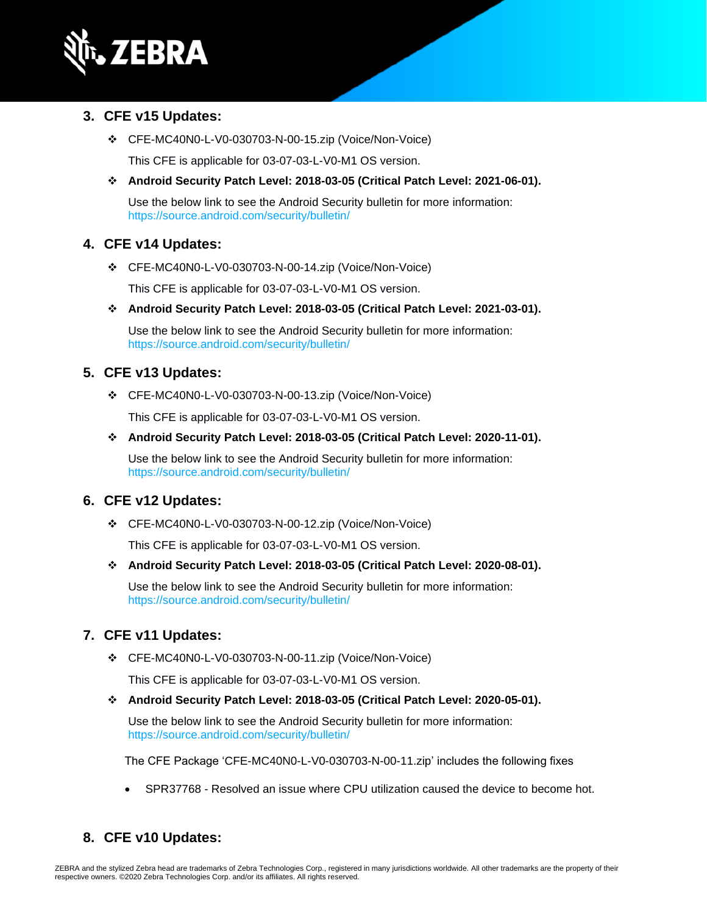## 3. CFE v15 Updates:

- ❖ CFE-MC40N0-L-V0-030703-N-00-15.zip (Voice/Non-Voice)

  This CFE is applicable for 03-07-03-L-V0-M1 OS version.

- ❖ **Android Security Patch Level: 2018-03-05 (Critical Patch Level: 2021-06-01).**

  Use the below link to see the Android Security bulletin for more information: https://source.android.com/security/bulletin/

## 4. CFE v14 Updates:

- ❖ CFE-MC40N0-L-V0-030703-N-00-14.zip (Voice/Non-Voice)

  This CFE is applicable for 03-07-03-L-V0-M1 OS version.

- ❖ **Android Security Patch Level: 2018-03-05 (Critical Patch Level: 2021-03-01).**

  Use the below link to see the Android Security bulletin for more information: https://source.android.com/security/bulletin/

## 5. CFE v13 Updates:

- ❖ CFE-MC40N0-L-V0-030703-N-00-13.zip (Voice/Non-Voice)

  This CFE is applicable for 03-07-03-L-V0-M1 OS version.

- ❖ **Android Security Patch Level: 2018-03-05 (Critical Patch Level: 2020-11-01).**

  Use the below link to see the Android Security bulletin for more information: https://source.android.com/security/bulletin/

## 6. CFE v12 Updates:

- ❖ CFE-MC40N0-L-V0-030703-N-00-12.zip (Voice/Non-Voice)

  This CFE is applicable for 03-07-03-L-V0-M1 OS version.

- ❖ **Android Security Patch Level: 2018-03-05 (Critical Patch Level: 2020-08-01).**

  Use the below link to see the Android Security bulletin for more information: https://source.android.com/security/bulletin/

## 7. CFE v11 Updates:

- ❖ CFE-MC40N0-L-V0-030703-N-00-11.zip (Voice/Non-Voice)

  This CFE is applicable for 03-07-03-L-V0-M1 OS version.

- ❖ **Android Security Patch Level: 2018-03-05 (Critical Patch Level: 2020-05-01).**

  Use the below link to see the Android Security bulletin for more information: https://source.android.com/security/bulletin/

  The CFE Package 'CFE-MC40N0-L-V0-030703-N-00-11.zip' includes the following fixes

  - SPR37768 - Resolved an issue where CPU utilization caused the device to become hot.

## 8. CFE v10 Updates: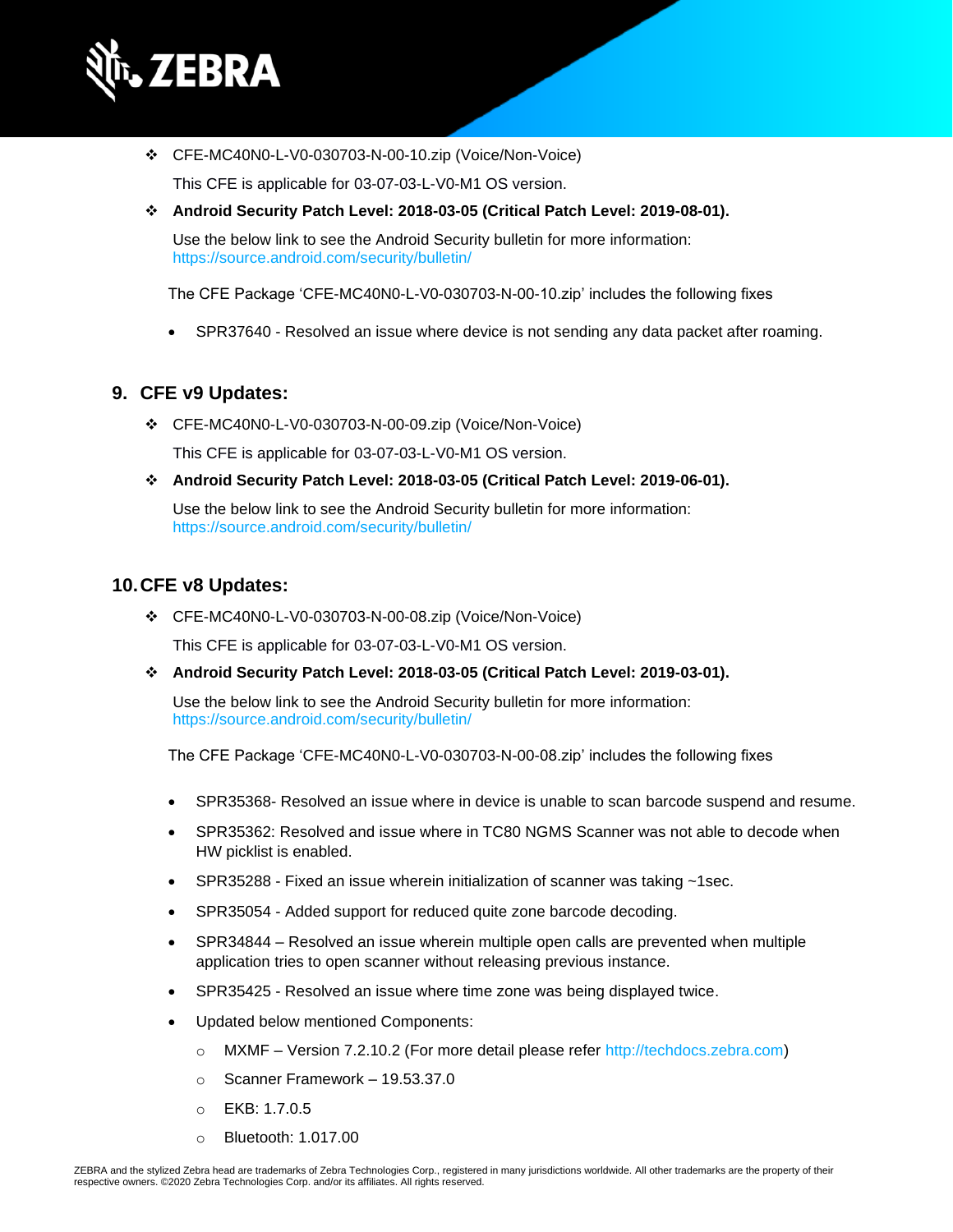- CFE-MC40N0-L-V0-030703-N-00-10.zip (Voice/Non-Voice)

  This CFE is applicable for 03-07-03-L-V0-M1 OS version.

- **Android Security Patch Level: 2018-03-05 (Critical Patch Level: 2019-08-01).**

  Use the below link to see the Android Security bulletin for more information: https://source.android.com/security/bulletin/

The CFE Package 'CFE-MC40N0-L-V0-030703-N-00-10.zip' includes the following fixes

- SPR37640 - Resolved an issue where device is not sending any data packet after roaming.

## 9. CFE v9 Updates:

- CFE-MC40N0-L-V0-030703-N-00-09.zip (Voice/Non-Voice)

  This CFE is applicable for 03-07-03-L-V0-M1 OS version.

- **Android Security Patch Level: 2018-03-05 (Critical Patch Level: 2019-06-01).**

  Use the below link to see the Android Security bulletin for more information: https://source.android.com/security/bulletin/

## 10. CFE v8 Updates:

- CFE-MC40N0-L-V0-030703-N-00-08.zip (Voice/Non-Voice)

  This CFE is applicable for 03-07-03-L-V0-M1 OS version.

- **Android Security Patch Level: 2018-03-05 (Critical Patch Level: 2019-03-01).**

  Use the below link to see the Android Security bulletin for more information: https://source.android.com/security/bulletin/

The CFE Package 'CFE-MC40N0-L-V0-030703-N-00-08.zip' includes the following fixes

- SPR35368- Resolved an issue where in device is unable to scan barcode suspend and resume.
- SPR35362: Resolved and issue where in TC80 NGMS Scanner was not able to decode when HW picklist is enabled.
- SPR35288 - Fixed an issue wherein initialization of scanner was taking ~1sec.
- SPR35054 - Added support for reduced quite zone barcode decoding.
- SPR34844 – Resolved an issue wherein multiple open calls are prevented when multiple application tries to open scanner without releasing previous instance.
- SPR35425 - Resolved an issue where time zone was being displayed twice.
- Updated below mentioned Components:
  - MXMF – Version 7.2.10.2 (For more detail please refer http://techdocs.zebra.com)
  - Scanner Framework – 19.53.37.0
  - EKB: 1.7.0.5
  - Bluetooth: 1.017.00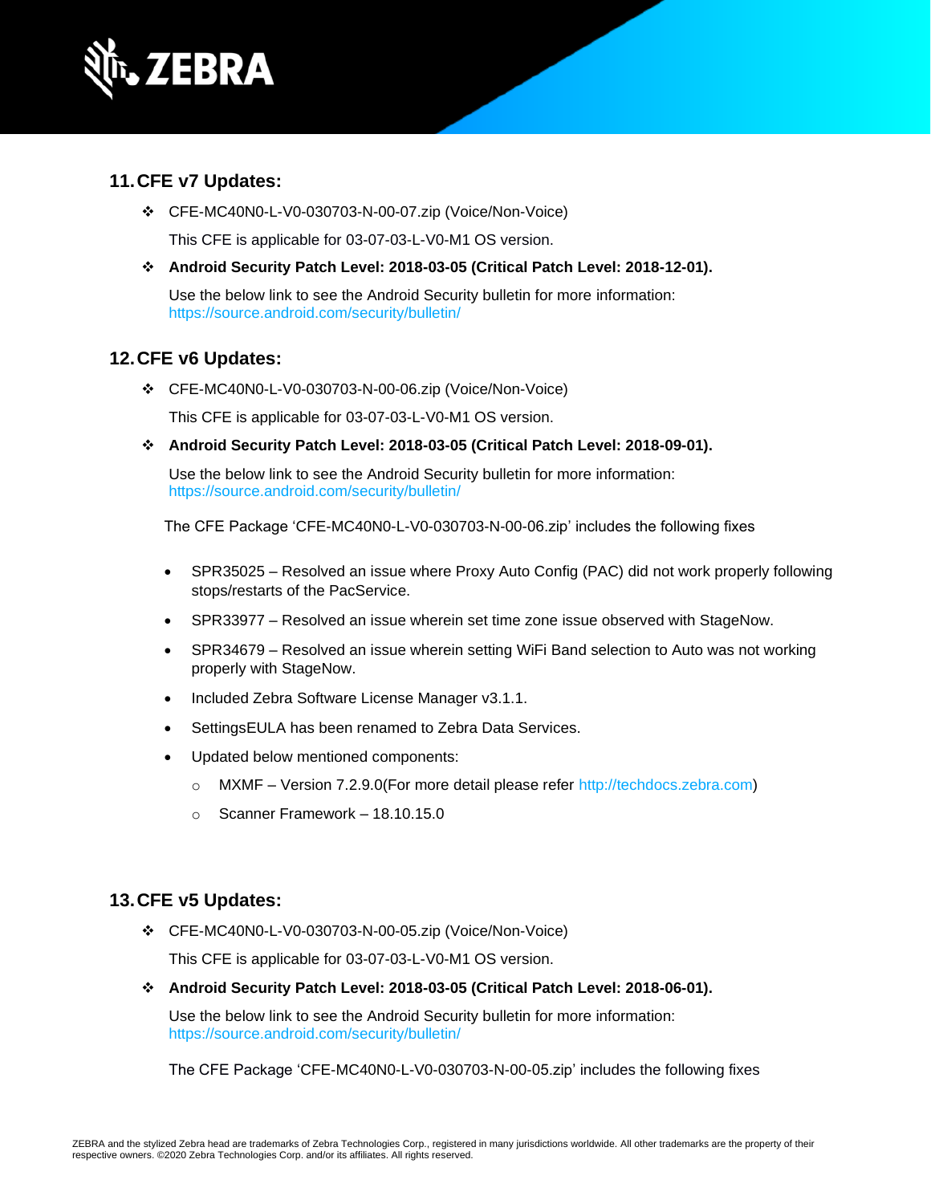## 11. CFE v7 Updates:

- ❖ CFE-MC40N0-L-V0-030703-N-00-07.zip (Voice/Non-Voice)

  This CFE is applicable for 03-07-03-L-V0-M1 OS version.

- ❖ **Android Security Patch Level: 2018-03-05 (Critical Patch Level: 2018-12-01).**

  Use the below link to see the Android Security bulletin for more information: https://source.android.com/security/bulletin/

## 12. CFE v6 Updates:

- ❖ CFE-MC40N0-L-V0-030703-N-00-06.zip (Voice/Non-Voice)

  This CFE is applicable for 03-07-03-L-V0-M1 OS version.

- ❖ **Android Security Patch Level: 2018-03-05 (Critical Patch Level: 2018-09-01).**

  Use the below link to see the Android Security bulletin for more information: https://source.android.com/security/bulletin/

  The CFE Package 'CFE-MC40N0-L-V0-030703-N-00-06.zip' includes the following fixes

  - SPR35025 – Resolved an issue where Proxy Auto Config (PAC) did not work properly following stops/restarts of the PacService.
  - SPR33977 – Resolved an issue wherein set time zone issue observed with StageNow.
  - SPR34679 – Resolved an issue wherein setting WiFi Band selection to Auto was not working properly with StageNow.
  - Included Zebra Software License Manager v3.1.1.
  - SettingsEULA has been renamed to Zebra Data Services.
  - Updated below mentioned components:
    - MXMF – Version 7.2.9.0(For more detail please refer http://techdocs.zebra.com)
    - Scanner Framework – 18.10.15.0

## 13. CFE v5 Updates:

- ❖ CFE-MC40N0-L-V0-030703-N-00-05.zip (Voice/Non-Voice)

  This CFE is applicable for 03-07-03-L-V0-M1 OS version.

- ❖ **Android Security Patch Level: 2018-03-05 (Critical Patch Level: 2018-06-01).**

  Use the below link to see the Android Security bulletin for more information: https://source.android.com/security/bulletin/

  The CFE Package 'CFE-MC40N0-L-V0-030703-N-00-05.zip' includes the following fixes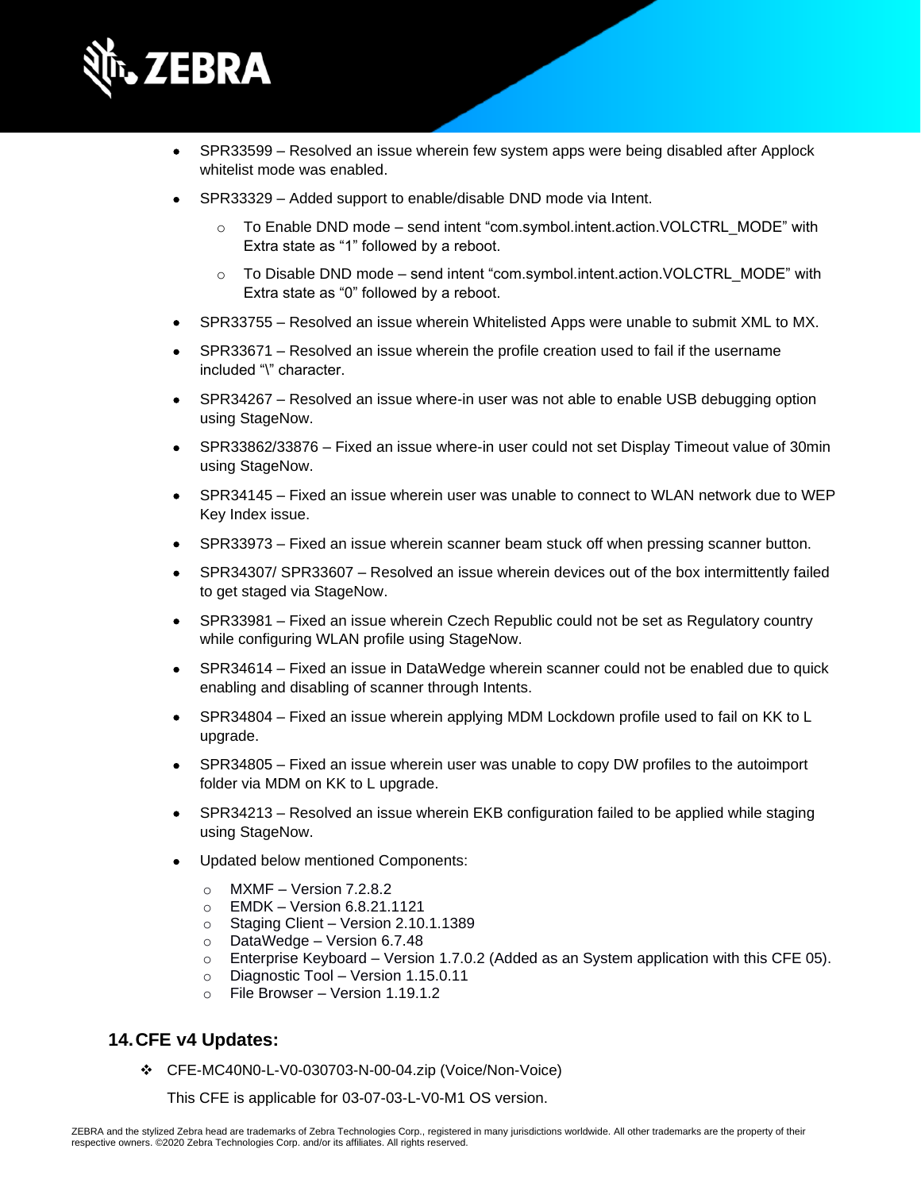- SPR33599 – Resolved an issue wherein few system apps were being disabled after Applock whitelist mode was enabled.
- SPR33329 – Added support to enable/disable DND mode via Intent.
  - To Enable DND mode – send intent "com.symbol.intent.action.VOLCTRL_MODE" with Extra state as "1" followed by a reboot.
  - To Disable DND mode – send intent "com.symbol.intent.action.VOLCTRL_MODE" with Extra state as "0" followed by a reboot.
- SPR33755 – Resolved an issue wherein Whitelisted Apps were unable to submit XML to MX.
- SPR33671 – Resolved an issue wherein the profile creation used to fail if the username included "\" character.
- SPR34267 – Resolved an issue where-in user was not able to enable USB debugging option using StageNow.
- SPR33862/33876 – Fixed an issue where-in user could not set Display Timeout value of 30min using StageNow.
- SPR34145 – Fixed an issue wherein user was unable to connect to WLAN network due to WEP Key Index issue.
- SPR33973 – Fixed an issue wherein scanner beam stuck off when pressing scanner button.
- SPR34307/ SPR33607 – Resolved an issue wherein devices out of the box intermittently failed to get staged via StageNow.
- SPR33981 – Fixed an issue wherein Czech Republic could not be set as Regulatory country while configuring WLAN profile using StageNow.
- SPR34614 – Fixed an issue in DataWedge wherein scanner could not be enabled due to quick enabling and disabling of scanner through Intents.
- SPR34804 – Fixed an issue wherein applying MDM Lockdown profile used to fail on KK to L upgrade.
- SPR34805 – Fixed an issue wherein user was unable to copy DW profiles to the autoimport folder via MDM on KK to L upgrade.
- SPR34213 – Resolved an issue wherein EKB configuration failed to be applied while staging using StageNow.
- Updated below mentioned Components:
  - MXMF – Version 7.2.8.2
  - EMDK – Version 6.8.21.1121
  - Staging Client – Version 2.10.1.1389
  - DataWedge – Version 6.7.48
  - Enterprise Keyboard – Version 1.7.0.2 (Added as an System application with this CFE 05).
  - Diagnostic Tool – Version 1.15.0.11
  - File Browser – Version 1.19.1.2

## 14. CFE v4 Updates:

- CFE-MC40N0-L-V0-030703-N-00-04.zip (Voice/Non-Voice)

  This CFE is applicable for 03-07-03-L-V0-M1 OS version.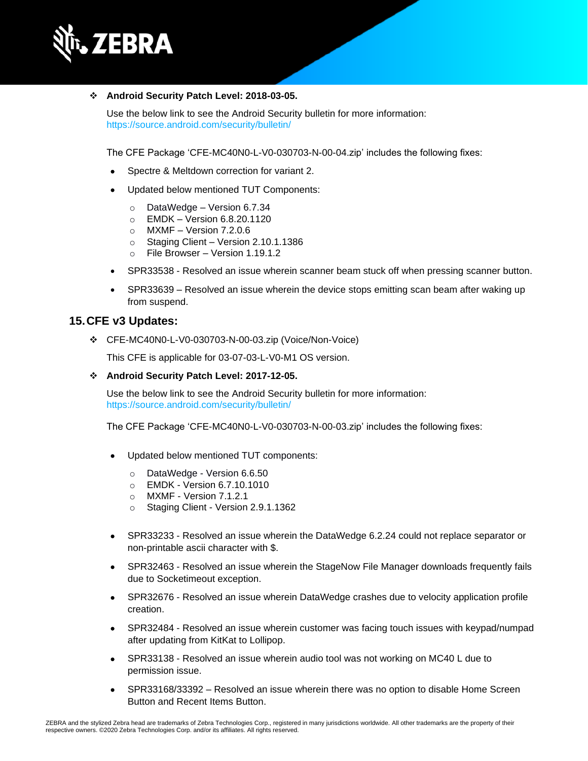- **Android Security Patch Level: 2018-03-05.**

  Use the below link to see the Android Security bulletin for more information: https://source.android.com/security/bulletin/

  The CFE Package 'CFE-MC40N0-L-V0-030703-N-00-04.zip' includes the following fixes:

  - Spectre & Meltdown correction for variant 2.
  - Updated below mentioned TUT Components:
    - DataWedge – Version 6.7.34
    - EMDK – Version 6.8.20.1120
    - MXMF – Version 7.2.0.6
    - Staging Client – Version 2.10.1.1386
    - File Browser – Version 1.19.1.2
  - SPR33538 - Resolved an issue wherein scanner beam stuck off when pressing scanner button.
  - SPR33639 – Resolved an issue wherein the device stops emitting scan beam after waking up from suspend.

## 15. CFE v3 Updates:

- CFE-MC40N0-L-V0-030703-N-00-03.zip (Voice/Non-Voice)

  This CFE is applicable for 03-07-03-L-V0-M1 OS version.

- **Android Security Patch Level: 2017-12-05.**

  Use the below link to see the Android Security bulletin for more information: https://source.android.com/security/bulletin/

  The CFE Package 'CFE-MC40N0-L-V0-030703-N-00-03.zip' includes the following fixes:

  - Updated below mentioned TUT components:
    - DataWedge - Version 6.6.50
    - EMDK - Version 6.7.10.1010
    - MXMF - Version 7.1.2.1
    - Staging Client - Version 2.9.1.1362
  - SPR33233 - Resolved an issue wherein the DataWedge 6.2.24 could not replace separator or non-printable ascii character with $.
  - SPR32463 - Resolved an issue wherein the StageNow File Manager downloads frequently fails due to Sockettimeout exception.
  - SPR32676 - Resolved an issue wherein DataWedge crashes due to velocity application profile creation.
  - SPR32484 - Resolved an issue wherein customer was facing touch issues with keypad/numpad after updating from KitKat to Lollipop.
  - SPR33138 - Resolved an issue wherein audio tool was not working on MC40 L due to permission issue.
  - SPR33168/33392 – Resolved an issue wherein there was no option to disable Home Screen Button and Recent Items Button.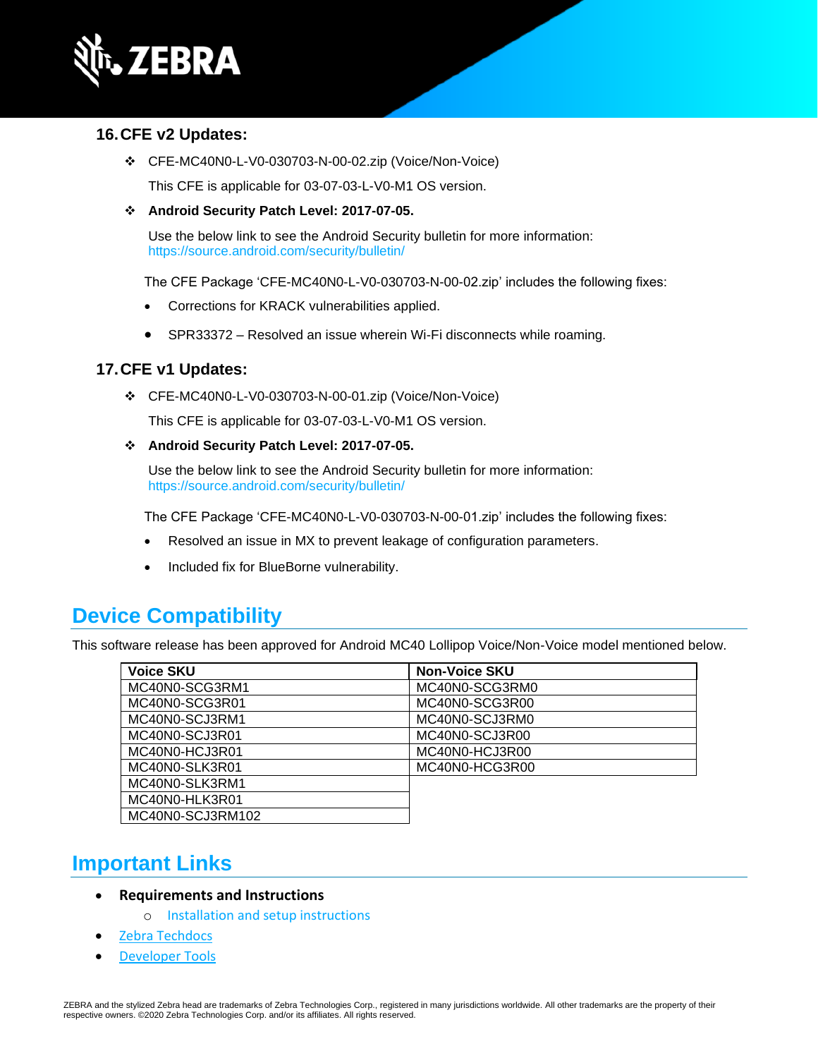### 16. CFE v2 Updates:

- ❖ CFE-MC40N0-L-V0-030703-N-00-02.zip (Voice/Non-Voice)

  This CFE is applicable for 03-07-03-L-V0-M1 OS version.

- ❖ **Android Security Patch Level: 2017-07-05.**

  Use the below link to see the Android Security bulletin for more information: https://source.android.com/security/bulletin/

The CFE Package 'CFE-MC40N0-L-V0-030703-N-00-02.zip' includes the following fixes:

- Corrections for KRACK vulnerabilities applied.
- SPR33372 – Resolved an issue wherein Wi-Fi disconnects while roaming.

### 17. CFE v1 Updates:

- ❖ CFE-MC40N0-L-V0-030703-N-00-01.zip (Voice/Non-Voice)

  This CFE is applicable for 03-07-03-L-V0-M1 OS version.

- ❖ **Android Security Patch Level: 2017-07-05.**

  Use the below link to see the Android Security bulletin for more information: https://source.android.com/security/bulletin/

The CFE Package 'CFE-MC40N0-L-V0-030703-N-00-01.zip' includes the following fixes:

- Resolved an issue in MX to prevent leakage of configuration parameters.
- Included fix for BlueBorne vulnerability.

## Device Compatibility

This software release has been approved for Android MC40 Lollipop Voice/Non-Voice model mentioned below.

| Voice SKU | Non-Voice SKU |
|---|---|
| MC40N0-SCG3RM1 | MC40N0-SCG3RM0 |
| MC40N0-SCG3R01 | MC40N0-SCG3R00 |
| MC40N0-SCJ3RM1 | MC40N0-SCJ3RM0 |
| MC40N0-SCJ3R01 | MC40N0-SCJ3R00 |
| MC40N0-HCJ3R01 | MC40N0-HCJ3R00 |
| MC40N0-SLK3R01 | MC40N0-HCG3R00 |
| MC40N0-SLK3RM1 | |
| MC40N0-HLK3R01 | |
| MC40N0-SCJ3RM102 | |

## Important Links

- **Requirements and Instructions**
  - Installation and setup instructions
- Zebra Techdocs
- Developer Tools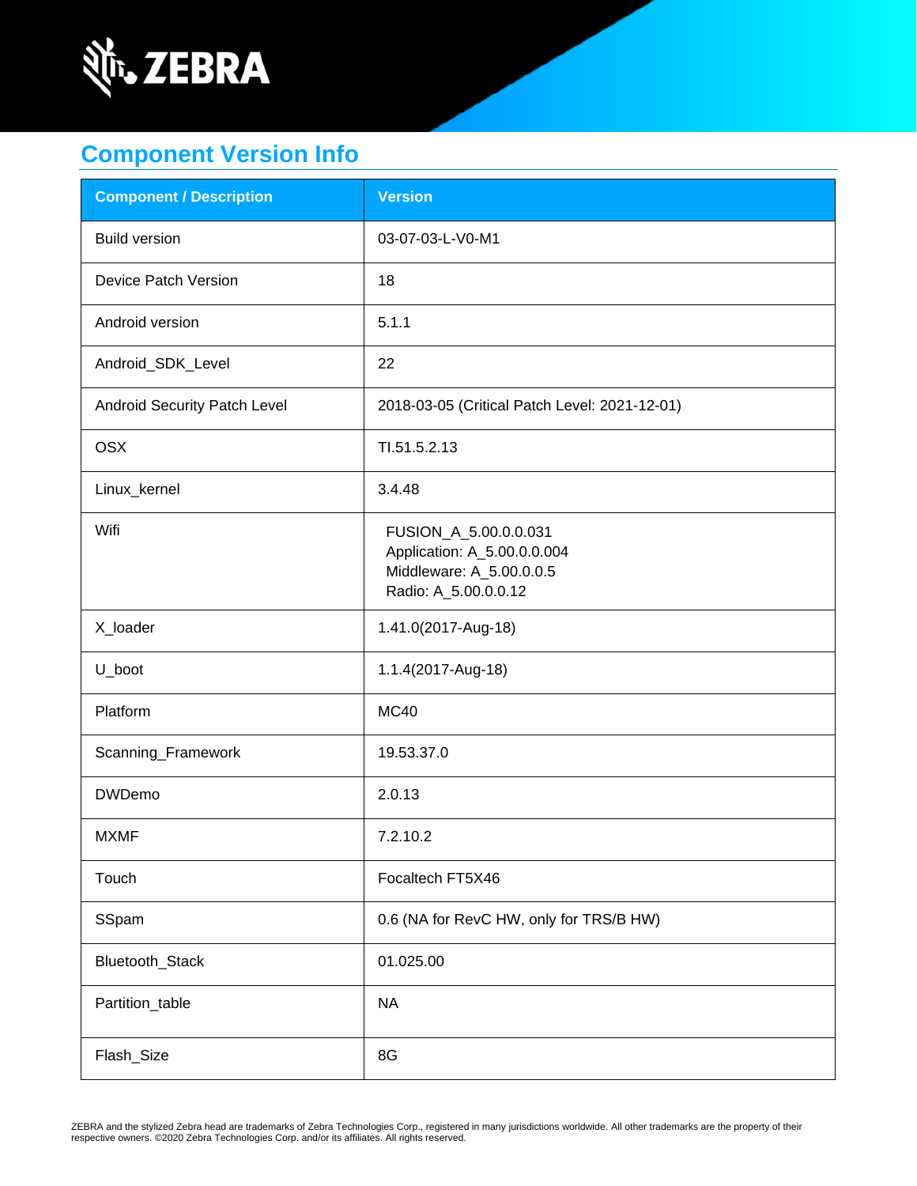## Component Version Info

| Component / Description | Version |
|---|---|
| Build version | 03-07-03-L-V0-M1 |
| Device Patch Version | 18 |
| Android version | 5.1.1 |
| Android_SDK_Level | 22 |
| Android Security Patch Level | 2018-03-05 (Critical Patch Level: 2021-12-01) |
| OSX | TI.51.5.2.13 |
| Linux_kernel | 3.4.48 |
| Wifi | FUSION_A_5.00.0.0.031<br>Application: A_5.00.0.0.004<br>Middleware: A_5.00.0.0.5<br>Radio: A_5.00.0.0.12 |
| X_loader | 1.41.0(2017-Aug-18) |
| U_boot | 1.1.4(2017-Aug-18) |
| Platform | MC40 |
| Scanning_Framework | 19.53.37.0 |
| DWDemo | 2.0.13 |
| MXMF | 7.2.10.2 |
| Touch | Focaltech FT5X46 |
| SSpam | 0.6 (NA for RevC HW, only for TRS/B HW) |
| Bluetooth_Stack | 01.025.00 |
| Partition_table | NA |
| Flash_Size | 8G |

ZEBRA and the stylized Zebra head are trademarks of Zebra Technologies Corp., registered in many jurisdictions worldwide. All other trademarks are the property of their respective owners. ©2020 Zebra Technologies Corp. and/or its affiliates. All rights reserved.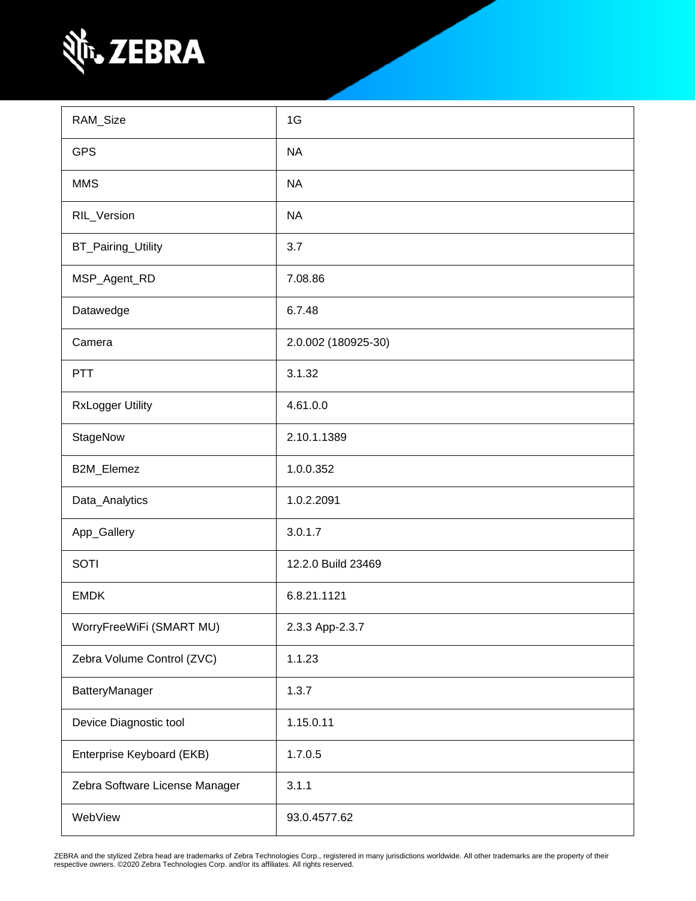| RAM_Size | 1G |
|---|---|
| GPS | NA |
| MMS | NA |
| RIL_Version | NA |
| BT_Pairing_Utility | 3.7 |
| MSP_Agent_RD | 7.08.86 |
| Datawedge | 6.7.48 |
| Camera | 2.0.002 (180925-30) |
| PTT | 3.1.32 |
| RxLogger Utility | 4.61.0.0 |
| StageNow | 2.10.1.1389 |
| B2M_Elemez | 1.0.0.352 |
| Data_Analytics | 1.0.2.2091 |
| App_Gallery | 3.0.1.7 |
| SOTI | 12.2.0 Build 23469 |
| EMDK | 6.8.21.1121 |
| WorryFreeWiFi (SMART MU) | 2.3.3 App-2.3.7 |
| Zebra Volume Control (ZVC) | 1.1.23 |
| BatteryManager | 1.3.7 |
| Device Diagnostic tool | 1.15.0.11 |
| Enterprise Keyboard (EKB) | 1.7.0.5 |
| Zebra Software License Manager | 3.1.1 |
| WebView | 93.0.4577.62 |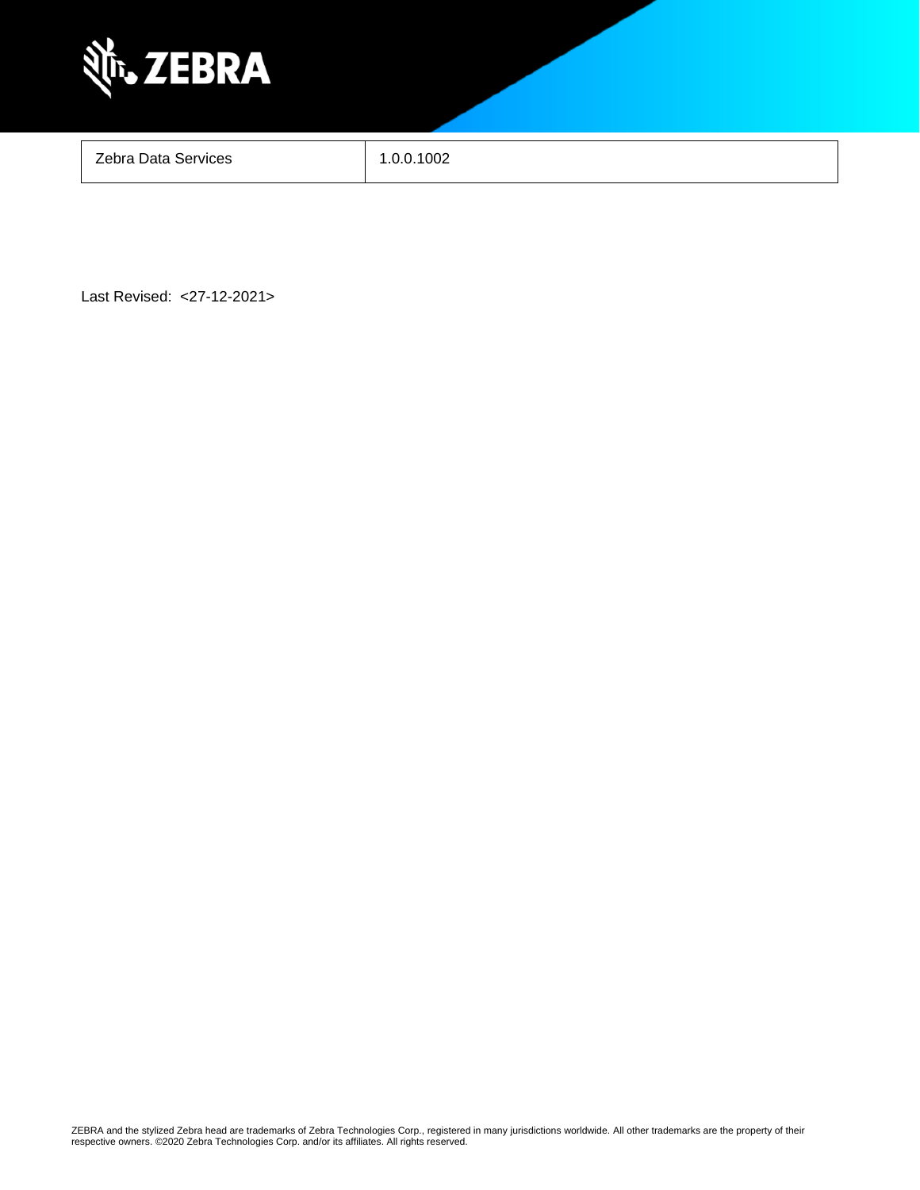| | |
|---|---|
| Zebra Data Services | 1.0.0.1002 |

Last Revised: <27-12-2021>

ZEBRA and the stylized Zebra head are trademarks of Zebra Technologies Corp., registered in many jurisdictions worldwide. All other trademarks are the property of their respective owners. ©2020 Zebra Technologies Corp. and/or its affiliates. All rights reserved.